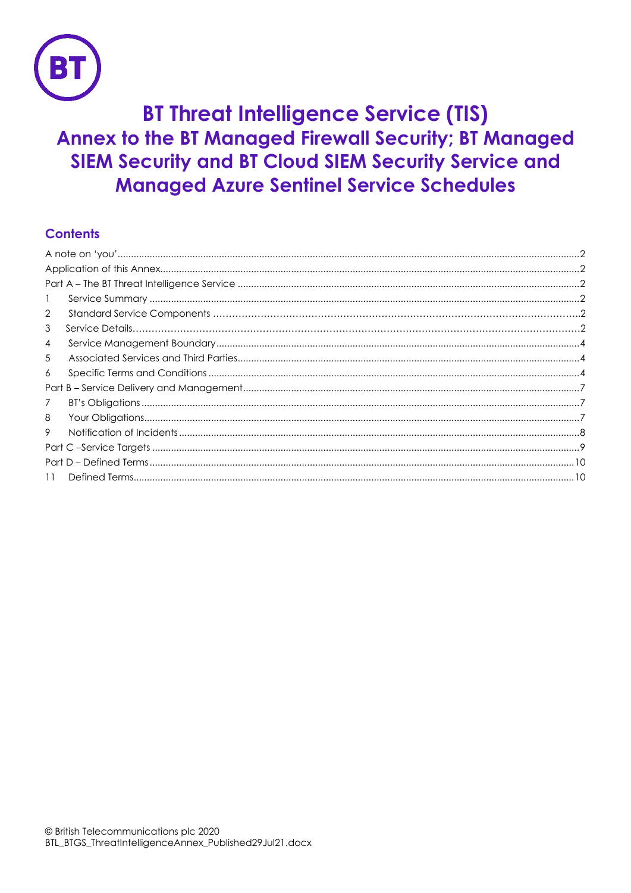# BT Threat Intelligence Service (TIS)
## Annex to the BT Managed Firewall Security; BT Managed SIEM Security and BT Cloud SIEM Security Service and Managed Azure Sentinel Service Schedules

### Contents

A note on 'you'..........2
Application of this Annex..........2
Part A – The BT Threat Intelligence Service..........2
1 Service Summary..........2
2 Standard Service Components..........2
3 Service Details..........2
4 Service Management Boundary..........4
5 Associated Services and Third Parties..........4
6 Specific Terms and Conditions..........4
Part B – Service Delivery and Management..........7
7 BT's Obligations..........7
8 Your Obligations..........7
9 Notification of Incidents..........8
Part C –Service Targets..........9
Part D – Defined Terms..........10
11 Defined Terms..........10

© British Telecommunications plc 2020
BTL_BTGS_ThreatIntelligenceAnnex_Published29Jul21.docx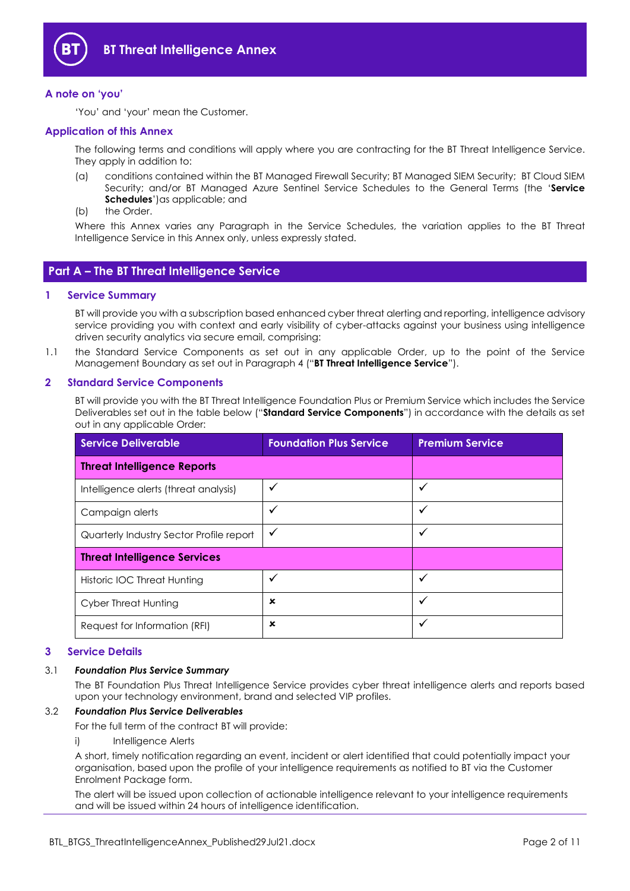# BT Threat Intelligence Annex

## A note on 'you'

'You' and 'your' mean the Customer.

## Application of this Annex

The following terms and conditions will apply where you are contracting for the BT Threat Intelligence Service. They apply in addition to:

(a) conditions contained within the BT Managed Firewall Security; BT Managed SIEM Security; BT Cloud SIEM Security; and/or BT Managed Azure Sentinel Service Schedules to the General Terms (the '**Service Schedules**')as applicable; and

(b) the Order.

Where this Annex varies any Paragraph in the Service Schedules, the variation applies to the BT Threat Intelligence Service in this Annex only, unless expressly stated.

## Part A – The BT Threat Intelligence Service

### 1 Service Summary

BT will provide you with a subscription based enhanced cyber threat alerting and reporting, intelligence advisory service providing you with context and early visibility of cyber-attacks against your business using intelligence driven security analytics via secure email, comprising:

1.1 the Standard Service Components as set out in any applicable Order, up to the point of the Service Management Boundary as set out in Paragraph 4 ("**BT Threat Intelligence Service**").

### 2 Standard Service Components

BT will provide you with the BT Threat Intelligence Foundation Plus or Premium Service which includes the Service Deliverables set out in the table below ("**Standard Service Components**") in accordance with the details as set out in any applicable Order:

| Service Deliverable | Foundation Plus Service | Premium Service |
|---|---|---|
| **Threat Intelligence Reports** | | |
| Intelligence alerts (threat analysis) | ✓ | ✓ |
| Campaign alerts | ✓ | ✓ |
| Quarterly Industry Sector Profile report | ✓ | ✓ |
| **Threat Intelligence Services** | | |
| Historic IOC Threat Hunting | ✓ | ✓ |
| Cyber Threat Hunting | ✗ | ✓ |
| Request for Information (RFI) | ✗ | ✓ |

### 3 Service Details

3.1 ***Foundation Plus Service Summary***

The BT Foundation Plus Threat Intelligence Service provides cyber threat intelligence alerts and reports based upon your technology environment, brand and selected VIP profiles.

3.2 ***Foundation Plus Service Deliverables***

For the full term of the contract BT will provide:

i) Intelligence Alerts

A short, timely notification regarding an event, incident or alert identified that could potentially impact your organisation, based upon the profile of your intelligence requirements as notified to BT via the Customer Enrolment Package form.

The alert will be issued upon collection of actionable intelligence relevant to your intelligence requirements and will be issued within 24 hours of intelligence identification.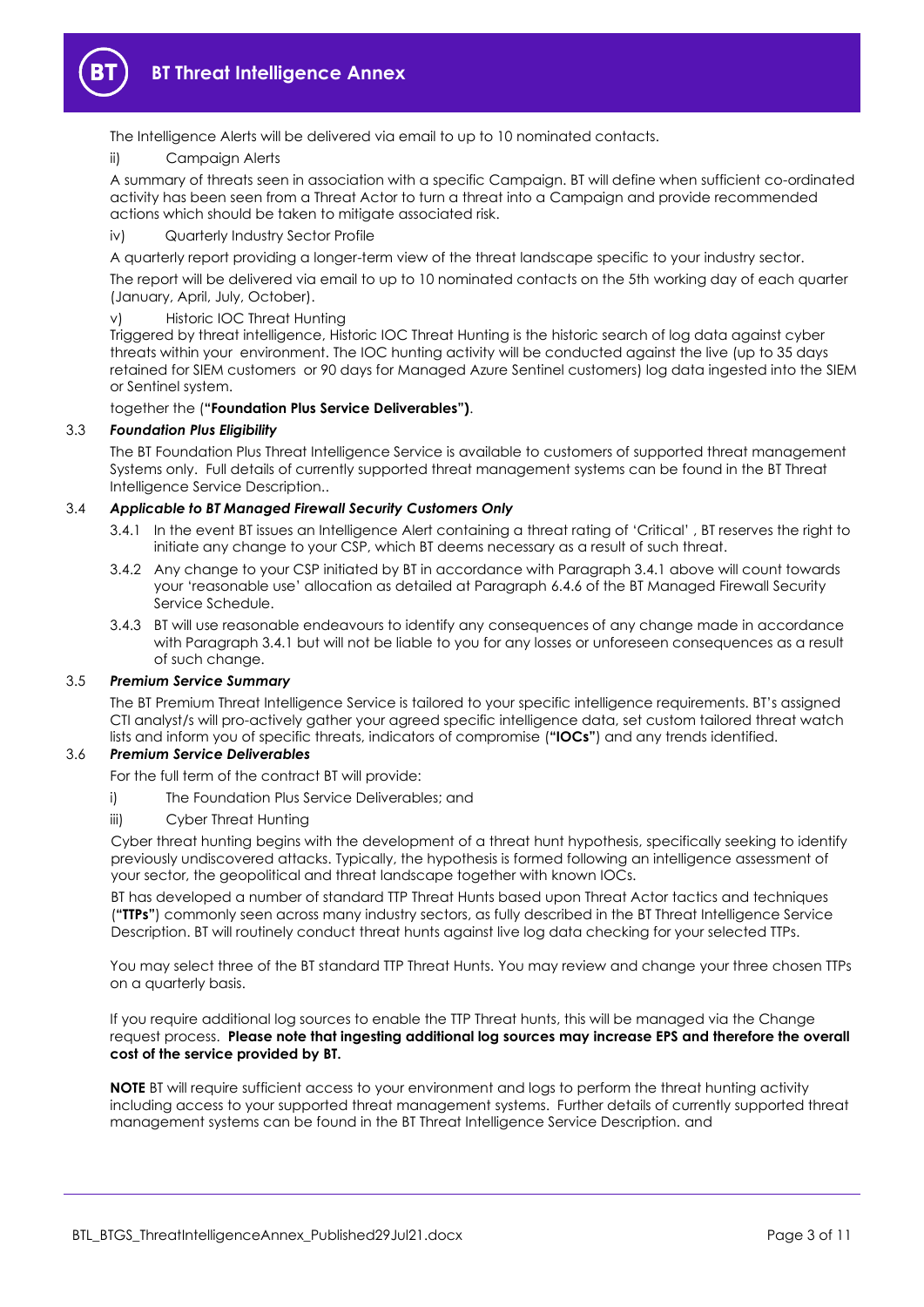The Intelligence Alerts will be delivered via email to up to 10 nominated contacts.

ii) Campaign Alerts

A summary of threats seen in association with a specific Campaign. BT will define when sufficient co-ordinated activity has been seen from a Threat Actor to turn a threat into a Campaign and provide recommended actions which should be taken to mitigate associated risk.

iv) Quarterly Industry Sector Profile

A quarterly report providing a longer-term view of the threat landscape specific to your industry sector.

The report will be delivered via email to up to 10 nominated contacts on the 5th working day of each quarter (January, April, July, October).

v) Historic IOC Threat Hunting

Triggered by threat intelligence, Historic IOC Threat Hunting is the historic search of log data against cyber threats within your environment. The IOC hunting activity will be conducted against the live (up to 35 days retained for SIEM customers or 90 days for Managed Azure Sentinel customers) log data ingested into the SIEM or Sentinel system.

together the (**"Foundation Plus Service Deliverables")**.

3.3 ***Foundation Plus Eligibility***

The BT Foundation Plus Threat Intelligence Service is available to customers of supported threat management Systems only. Full details of currently supported threat management systems can be found in the BT Threat Intelligence Service Description..

3.4 ***Applicable to BT Managed Firewall Security Customers Only***

3.4.1 In the event BT issues an Intelligence Alert containing a threat rating of 'Critical' , BT reserves the right to initiate any change to your CSP, which BT deems necessary as a result of such threat.

3.4.2 Any change to your CSP initiated by BT in accordance with Paragraph 3.4.1 above will count towards your 'reasonable use' allocation as detailed at Paragraph 6.4.6 of the BT Managed Firewall Security Service Schedule.

3.4.3 BT will use reasonable endeavours to identify any consequences of any change made in accordance with Paragraph 3.4.1 but will not be liable to you for any losses or unforeseen consequences as a result of such change.

3.5 ***Premium Service Summary***

The BT Premium Threat Intelligence Service is tailored to your specific intelligence requirements. BT's assigned CTI analyst/s will pro-actively gather your agreed specific intelligence data, set custom tailored threat watch lists and inform you of specific threats, indicators of compromise (**"IOCs"**) and any trends identified.

3.6 ***Premium Service Deliverables***

For the full term of the contract BT will provide:

i) The Foundation Plus Service Deliverables; and

iii) Cyber Threat Hunting

Cyber threat hunting begins with the development of a threat hunt hypothesis, specifically seeking to identify previously undiscovered attacks. Typically, the hypothesis is formed following an intelligence assessment of your sector, the geopolitical and threat landscape together with known IOCs.

BT has developed a number of standard TTP Threat Hunts based upon Threat Actor tactics and techniques (**"TTPs"**) commonly seen across many industry sectors, as fully described in the BT Threat Intelligence Service Description. BT will routinely conduct threat hunts against live log data checking for your selected TTPs.

You may select three of the BT standard TTP Threat Hunts. You may review and change your three chosen TTPs on a quarterly basis.

If you require additional log sources to enable the TTP Threat hunts, this will be managed via the Change request process. **Please note that ingesting additional log sources may increase EPS and therefore the overall cost of the service provided by BT.**

**NOTE** BT will require sufficient access to your environment and logs to perform the threat hunting activity including access to your supported threat management systems. Further details of currently supported threat management systems can be found in the BT Threat Intelligence Service Description. and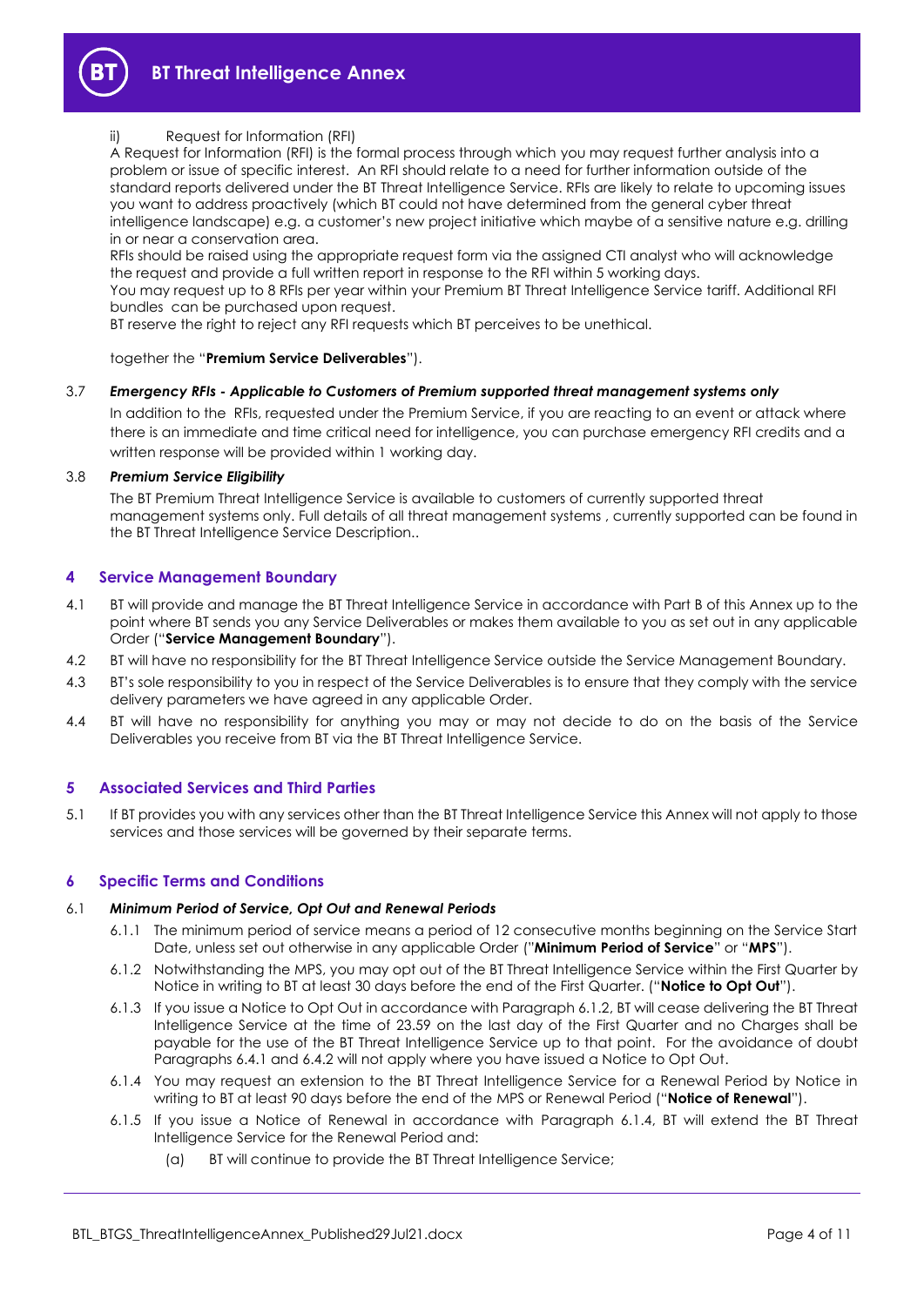ii) Request for Information (RFI)

A Request for Information (RFI) is the formal process through which you may request further analysis into a problem or issue of specific interest. An RFI should relate to a need for further information outside of the standard reports delivered under the BT Threat Intelligence Service. RFIs are likely to relate to upcoming issues you want to address proactively (which BT could not have determined from the general cyber threat intelligence landscape) e.g. a customer's new project initiative which maybe of a sensitive nature e.g. drilling in or near a conservation area.

RFIs should be raised using the appropriate request form via the assigned CTI analyst who will acknowledge the request and provide a full written report in response to the RFI within 5 working days.

You may request up to 8 RFIs per year within your Premium BT Threat Intelligence Service tariff. Additional RFI bundles can be purchased upon request.

BT reserve the right to reject any RFI requests which BT perceives to be unethical.

together the "**Premium Service Deliverables**").

3.7 ***Emergency RFIs - Applicable to Customers of Premium supported threat management systems only***

In addition to the RFIs, requested under the Premium Service, if you are reacting to an event or attack where there is an immediate and time critical need for intelligence, you can purchase emergency RFI credits and a written response will be provided within 1 working day.

3.8 ***Premium Service Eligibility***

The BT Premium Threat Intelligence Service is available to customers of currently supported threat management systems only. Full details of all threat management systems , currently supported can be found in the BT Threat Intelligence Service Description..

## 4 Service Management Boundary

4.1 BT will provide and manage the BT Threat Intelligence Service in accordance with Part B of this Annex up to the point where BT sends you any Service Deliverables or makes them available to you as set out in any applicable Order ("**Service Management Boundary**").

4.2 BT will have no responsibility for the BT Threat Intelligence Service outside the Service Management Boundary.

4.3 BT's sole responsibility to you in respect of the Service Deliverables is to ensure that they comply with the service delivery parameters we have agreed in any applicable Order.

4.4 BT will have no responsibility for anything you may or may not decide to do on the basis of the Service Deliverables you receive from BT via the BT Threat Intelligence Service.

## 5 Associated Services and Third Parties

5.1 If BT provides you with any services other than the BT Threat Intelligence Service this Annex will not apply to those services and those services will be governed by their separate terms.

## 6 Specific Terms and Conditions

6.1 ***Minimum Period of Service, Opt Out and Renewal Periods***

6.1.1 The minimum period of service means a period of 12 consecutive months beginning on the Service Start Date, unless set out otherwise in any applicable Order ("**Minimum Period of Service**" or "**MPS**").

6.1.2 Notwithstanding the MPS, you may opt out of the BT Threat Intelligence Service within the First Quarter by Notice in writing to BT at least 30 days before the end of the First Quarter. ("**Notice to Opt Out**").

6.1.3 If you issue a Notice to Opt Out in accordance with Paragraph 6.1.2, BT will cease delivering the BT Threat Intelligence Service at the time of 23.59 on the last day of the First Quarter and no Charges shall be payable for the use of the BT Threat Intelligence Service up to that point. For the avoidance of doubt Paragraphs 6.4.1 and 6.4.2 will not apply where you have issued a Notice to Opt Out.

6.1.4 You may request an extension to the BT Threat Intelligence Service for a Renewal Period by Notice in writing to BT at least 90 days before the end of the MPS or Renewal Period ("**Notice of Renewal**").

6.1.5 If you issue a Notice of Renewal in accordance with Paragraph 6.1.4, BT will extend the BT Threat Intelligence Service for the Renewal Period and:

(a) BT will continue to provide the BT Threat Intelligence Service;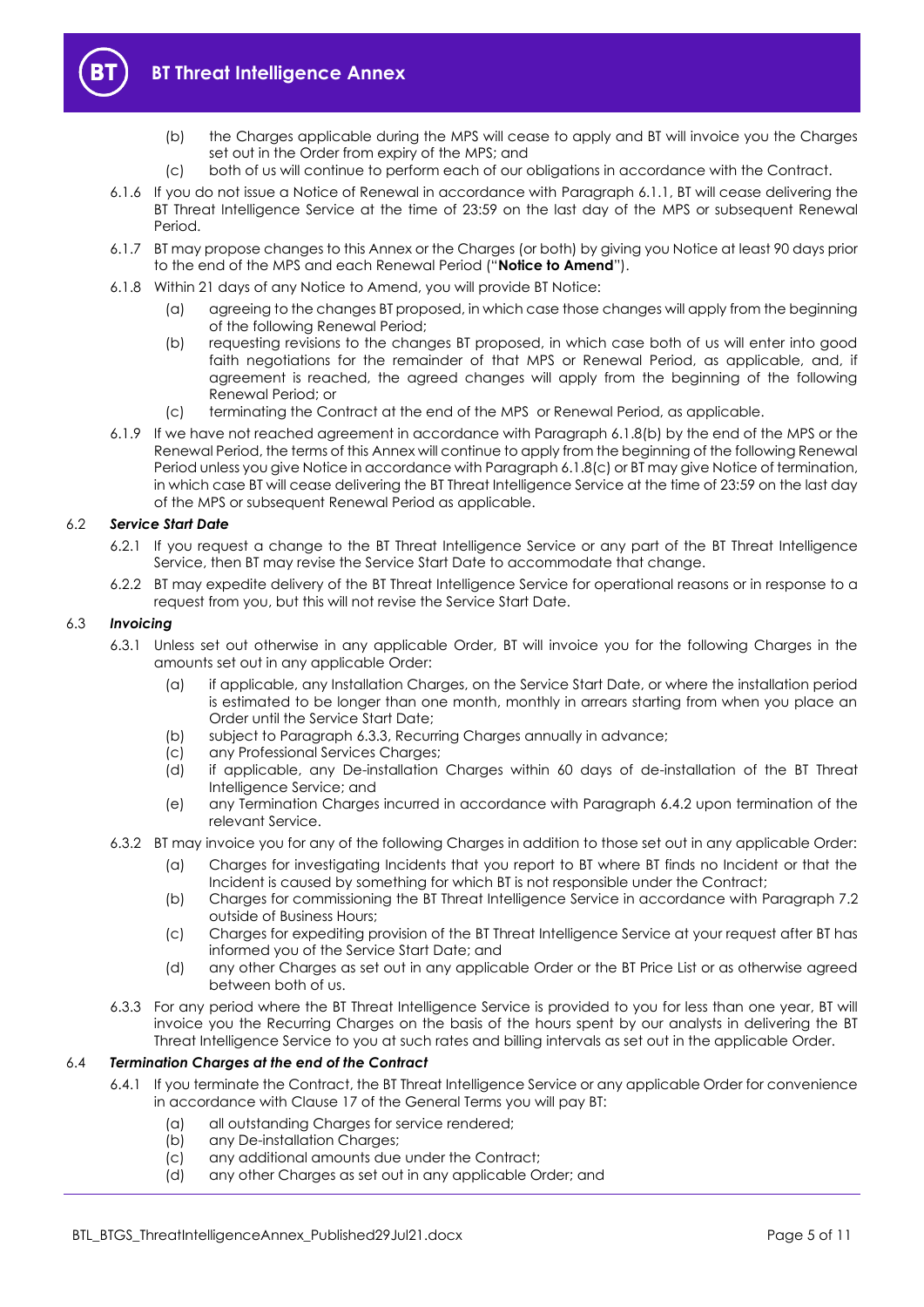(b) the Charges applicable during the MPS will cease to apply and BT will invoice you the Charges set out in the Order from expiry of the MPS; and

(c) both of us will continue to perform each of our obligations in accordance with the Contract.

6.1.6 If you do not issue a Notice of Renewal in accordance with Paragraph 6.1.1, BT will cease delivering the BT Threat Intelligence Service at the time of 23:59 on the last day of the MPS or subsequent Renewal Period.

6.1.7 BT may propose changes to this Annex or the Charges (or both) by giving you Notice at least 90 days prior to the end of the MPS and each Renewal Period ("**Notice to Amend**").

6.1.8 Within 21 days of any Notice to Amend, you will provide BT Notice:

(a) agreeing to the changes BT proposed, in which case those changes will apply from the beginning of the following Renewal Period;

(b) requesting revisions to the changes BT proposed, in which case both of us will enter into good faith negotiations for the remainder of that MPS or Renewal Period, as applicable, and, if agreement is reached, the agreed changes will apply from the beginning of the following Renewal Period; or

(c) terminating the Contract at the end of the MPS or Renewal Period, as applicable.

6.1.9 If we have not reached agreement in accordance with Paragraph 6.1.8(b) by the end of the MPS or the Renewal Period, the terms of this Annex will continue to apply from the beginning of the following Renewal Period unless you give Notice in accordance with Paragraph 6.1.8(c) or BT may give Notice of termination, in which case BT will cease delivering the BT Threat Intelligence Service at the time of 23:59 on the last day of the MPS or subsequent Renewal Period as applicable.

### 6.2 *Service Start Date*

6.2.1 If you request a change to the BT Threat Intelligence Service or any part of the BT Threat Intelligence Service, then BT may revise the Service Start Date to accommodate that change.

6.2.2 BT may expedite delivery of the BT Threat Intelligence Service for operational reasons or in response to a request from you, but this will not revise the Service Start Date.

### 6.3 *Invoicing*

6.3.1 Unless set out otherwise in any applicable Order, BT will invoice you for the following Charges in the amounts set out in any applicable Order:

(a) if applicable, any Installation Charges, on the Service Start Date, or where the installation period is estimated to be longer than one month, monthly in arrears starting from when you place an Order until the Service Start Date;

(b) subject to Paragraph 6.3.3, Recurring Charges annually in advance;

(c) any Professional Services Charges;

(d) if applicable, any De-installation Charges within 60 days of de-installation of the BT Threat Intelligence Service; and

(e) any Termination Charges incurred in accordance with Paragraph 6.4.2 upon termination of the relevant Service.

6.3.2 BT may invoice you for any of the following Charges in addition to those set out in any applicable Order:

(a) Charges for investigating Incidents that you report to BT where BT finds no Incident or that the Incident is caused by something for which BT is not responsible under the Contract;

(b) Charges for commissioning the BT Threat Intelligence Service in accordance with Paragraph 7.2 outside of Business Hours;

(c) Charges for expediting provision of the BT Threat Intelligence Service at your request after BT has informed you of the Service Start Date; and

(d) any other Charges as set out in any applicable Order or the BT Price List or as otherwise agreed between both of us.

6.3.3 For any period where the BT Threat Intelligence Service is provided to you for less than one year, BT will invoice you the Recurring Charges on the basis of the hours spent by our analysts in delivering the BT Threat Intelligence Service to you at such rates and billing intervals as set out in the applicable Order.

### 6.4 *Termination Charges at the end of the Contract*

6.4.1 If you terminate the Contract, the BT Threat Intelligence Service or any applicable Order for convenience in accordance with Clause 17 of the General Terms you will pay BT:

(a) all outstanding Charges for service rendered;

(b) any De-installation Charges;

(c) any additional amounts due under the Contract;

(d) any other Charges as set out in any applicable Order; and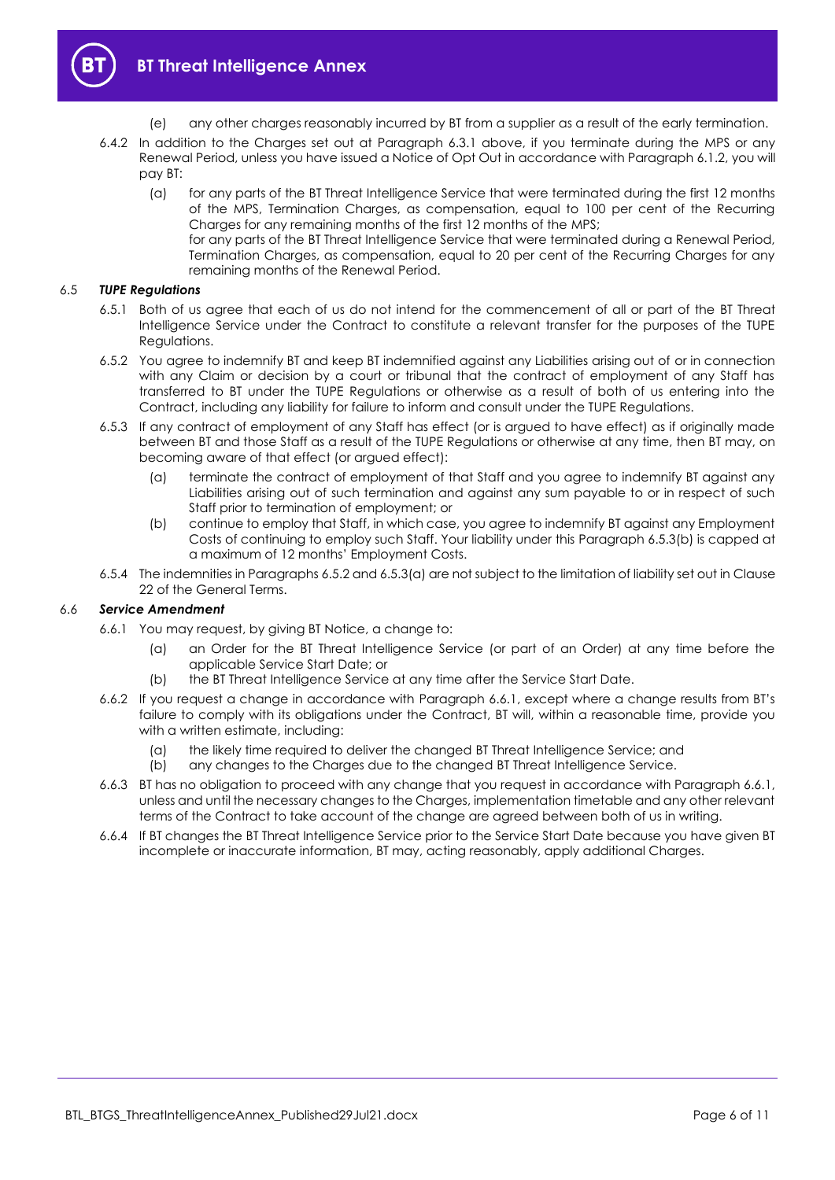(e) any other charges reasonably incurred by BT from a supplier as a result of the early termination.

6.4.2 In addition to the Charges set out at Paragraph 6.3.1 above, if you terminate during the MPS or any Renewal Period, unless you have issued a Notice of Opt Out in accordance with Paragraph 6.1.2, you will pay BT:

(a) for any parts of the BT Threat Intelligence Service that were terminated during the first 12 months of the MPS, Termination Charges, as compensation, equal to 100 per cent of the Recurring Charges for any remaining months of the first 12 months of the MPS;
for any parts of the BT Threat Intelligence Service that were terminated during a Renewal Period, Termination Charges, as compensation, equal to 20 per cent of the Recurring Charges for any remaining months of the Renewal Period.

### 6.5 *TUPE Regulations*

6.5.1 Both of us agree that each of us do not intend for the commencement of all or part of the BT Threat Intelligence Service under the Contract to constitute a relevant transfer for the purposes of the TUPE Regulations.

6.5.2 You agree to indemnify BT and keep BT indemnified against any Liabilities arising out of or in connection with any Claim or decision by a court or tribunal that the contract of employment of any Staff has transferred to BT under the TUPE Regulations or otherwise as a result of both of us entering into the Contract, including any liability for failure to inform and consult under the TUPE Regulations.

6.5.3 If any contract of employment of any Staff has effect (or is argued to have effect) as if originally made between BT and those Staff as a result of the TUPE Regulations or otherwise at any time, then BT may, on becoming aware of that effect (or argued effect):

(a) terminate the contract of employment of that Staff and you agree to indemnify BT against any Liabilities arising out of such termination and against any sum payable to or in respect of such Staff prior to termination of employment; or

(b) continue to employ that Staff, in which case, you agree to indemnify BT against any Employment Costs of continuing to employ such Staff. Your liability under this Paragraph 6.5.3(b) is capped at a maximum of 12 months' Employment Costs.

6.5.4 The indemnities in Paragraphs 6.5.2 and 6.5.3(a) are not subject to the limitation of liability set out in Clause 22 of the General Terms.

### 6.6 *Service Amendment*

6.6.1 You may request, by giving BT Notice, a change to:

(a) an Order for the BT Threat Intelligence Service (or part of an Order) at any time before the applicable Service Start Date; or

(b) the BT Threat Intelligence Service at any time after the Service Start Date.

6.6.2 If you request a change in accordance with Paragraph 6.6.1, except where a change results from BT's failure to comply with its obligations under the Contract, BT will, within a reasonable time, provide you with a written estimate, including:

(a) the likely time required to deliver the changed BT Threat Intelligence Service; and

(b) any changes to the Charges due to the changed BT Threat Intelligence Service.

6.6.3 BT has no obligation to proceed with any change that you request in accordance with Paragraph 6.6.1, unless and until the necessary changes to the Charges, implementation timetable and any other relevant terms of the Contract to take account of the change are agreed between both of us in writing.

6.6.4 If BT changes the BT Threat Intelligence Service prior to the Service Start Date because you have given BT incomplete or inaccurate information, BT may, acting reasonably, apply additional Charges.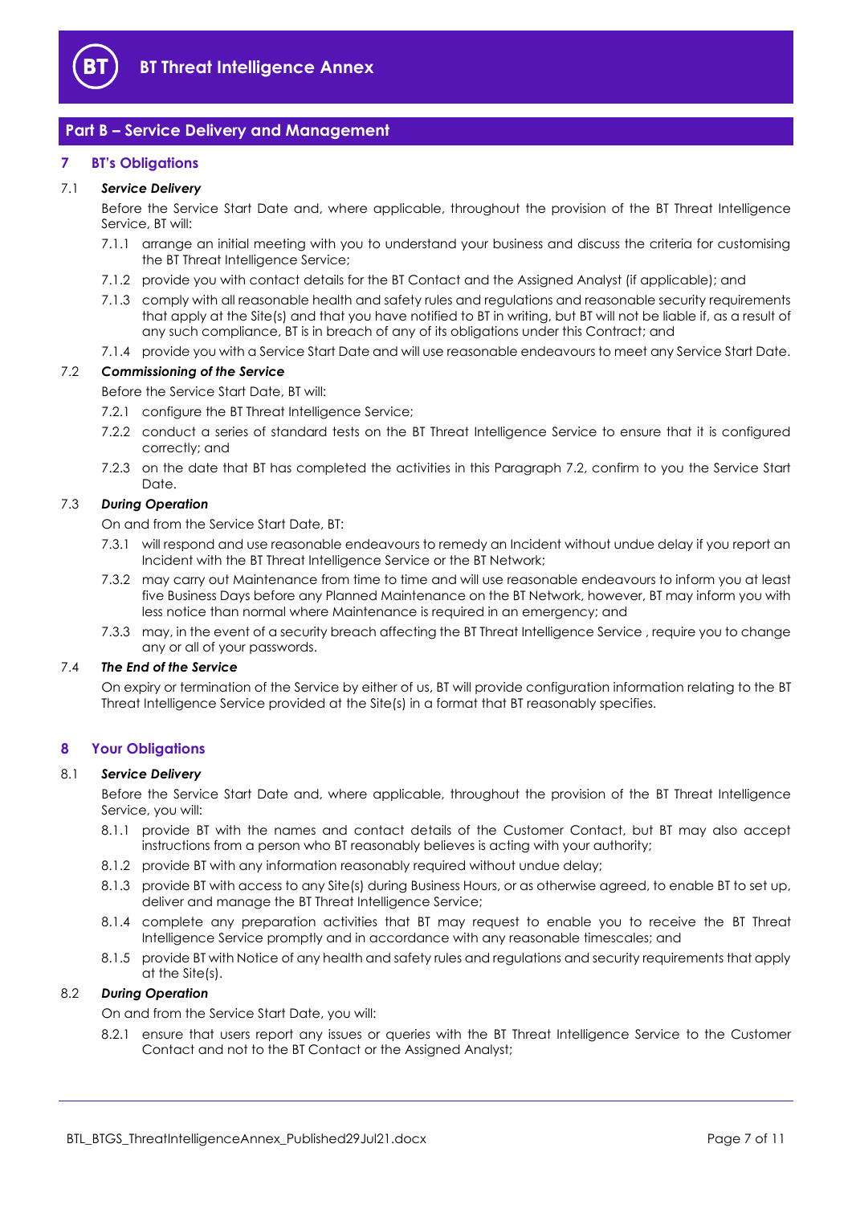## Part B – Service Delivery and Management

### 7 BT's Obligations

7.1 ***Service Delivery***

Before the Service Start Date and, where applicable, throughout the provision of the BT Threat Intelligence Service, BT will:

7.1.1 arrange an initial meeting with you to understand your business and discuss the criteria for customising the BT Threat Intelligence Service;

7.1.2 provide you with contact details for the BT Contact and the Assigned Analyst (if applicable); and

7.1.3 comply with all reasonable health and safety rules and regulations and reasonable security requirements that apply at the Site(s) and that you have notified to BT in writing, but BT will not be liable if, as a result of any such compliance, BT is in breach of any of its obligations under this Contract; and

7.1.4 provide you with a Service Start Date and will use reasonable endeavours to meet any Service Start Date.

7.2 ***Commissioning of the Service***

Before the Service Start Date, BT will:

7.2.1 configure the BT Threat Intelligence Service;

7.2.2 conduct a series of standard tests on the BT Threat Intelligence Service to ensure that it is configured correctly; and

7.2.3 on the date that BT has completed the activities in this Paragraph 7.2, confirm to you the Service Start Date.

7.3 ***During Operation***

On and from the Service Start Date, BT:

7.3.1 will respond and use reasonable endeavours to remedy an Incident without undue delay if you report an Incident with the BT Threat Intelligence Service or the BT Network;

7.3.2 may carry out Maintenance from time to time and will use reasonable endeavours to inform you at least five Business Days before any Planned Maintenance on the BT Network, however, BT may inform you with less notice than normal where Maintenance is required in an emergency; and

7.3.3 may, in the event of a security breach affecting the BT Threat Intelligence Service , require you to change any or all of your passwords.

7.4 ***The End of the Service***

On expiry or termination of the Service by either of us, BT will provide configuration information relating to the BT Threat Intelligence Service provided at the Site(s) in a format that BT reasonably specifies.

### 8 Your Obligations

8.1 ***Service Delivery***

Before the Service Start Date and, where applicable, throughout the provision of the BT Threat Intelligence Service, you will:

8.1.1 provide BT with the names and contact details of the Customer Contact, but BT may also accept instructions from a person who BT reasonably believes is acting with your authority;

8.1.2 provide BT with any information reasonably required without undue delay;

8.1.3 provide BT with access to any Site(s) during Business Hours, or as otherwise agreed, to enable BT to set up, deliver and manage the BT Threat Intelligence Service;

8.1.4 complete any preparation activities that BT may request to enable you to receive the BT Threat Intelligence Service promptly and in accordance with any reasonable timescales; and

8.1.5 provide BT with Notice of any health and safety rules and regulations and security requirements that apply at the Site(s).

8.2 ***During Operation***

On and from the Service Start Date, you will:

8.2.1 ensure that users report any issues or queries with the BT Threat Intelligence Service to the Customer Contact and not to the BT Contact or the Assigned Analyst;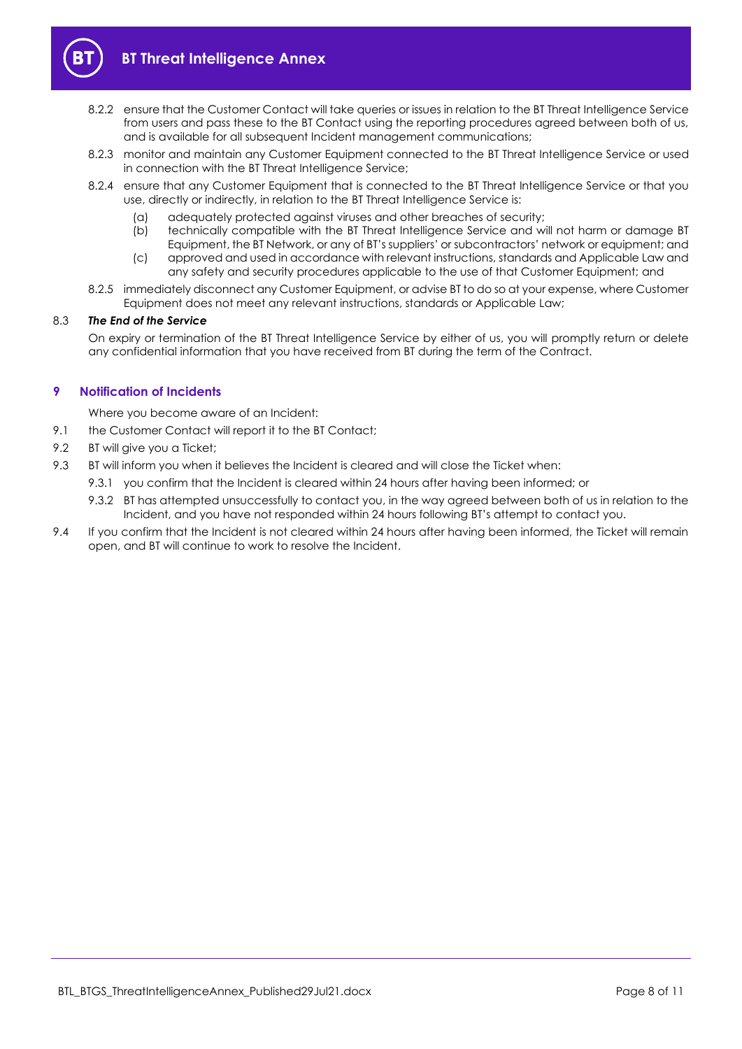8.2.2 ensure that the Customer Contact will take queries or issues in relation to the BT Threat Intelligence Service from users and pass these to the BT Contact using the reporting procedures agreed between both of us, and is available for all subsequent Incident management communications;

8.2.3 monitor and maintain any Customer Equipment connected to the BT Threat Intelligence Service or used in connection with the BT Threat Intelligence Service;

8.2.4 ensure that any Customer Equipment that is connected to the BT Threat Intelligence Service or that you use, directly or indirectly, in relation to the BT Threat Intelligence Service is:

(a) adequately protected against viruses and other breaches of security;

(b) technically compatible with the BT Threat Intelligence Service and will not harm or damage BT Equipment, the BT Network, or any of BT's suppliers' or subcontractors' network or equipment; and

(c) approved and used in accordance with relevant instructions, standards and Applicable Law and any safety and security procedures applicable to the use of that Customer Equipment; and

8.2.5 immediately disconnect any Customer Equipment, or advise BT to do so at your expense, where Customer Equipment does not meet any relevant instructions, standards or Applicable Law;

8.3 ***The End of the Service***

On expiry or termination of the BT Threat Intelligence Service by either of us, you will promptly return or delete any confidential information that you have received from BT during the term of the Contract.

## 9 Notification of Incidents

Where you become aware of an Incident:

9.1 the Customer Contact will report it to the BT Contact;

9.2 BT will give you a Ticket;

9.3 BT will inform you when it believes the Incident is cleared and will close the Ticket when:

9.3.1 you confirm that the Incident is cleared within 24 hours after having been informed; or

9.3.2 BT has attempted unsuccessfully to contact you, in the way agreed between both of us in relation to the Incident, and you have not responded within 24 hours following BT's attempt to contact you.

9.4 If you confirm that the Incident is not cleared within 24 hours after having been informed, the Ticket will remain open, and BT will continue to work to resolve the Incident.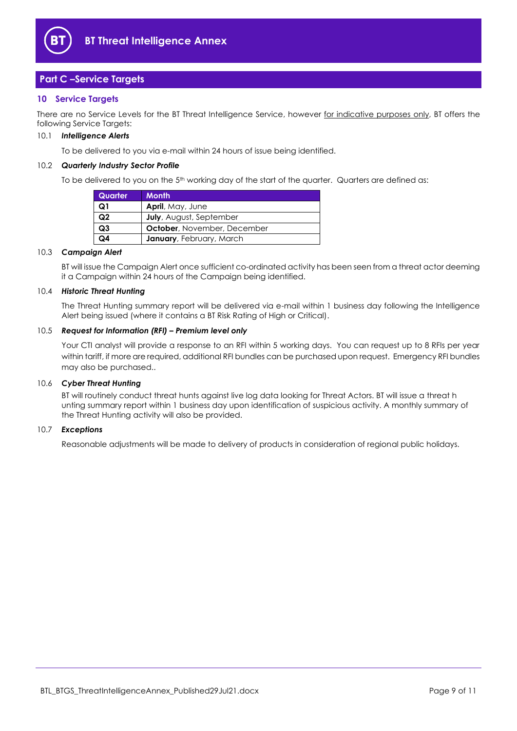## Part C –Service Targets

### 10 Service Targets

There are no Service Levels for the BT Threat Intelligence Service, however for indicative purposes only, BT offers the following Service Targets:

10.1 ***Intelligence Alerts***

To be delivered to you via e-mail within 24 hours of issue being identified.

10.2 ***Quarterly Industry Sector Profile***

To be delivered to you on the 5th working day of the start of the quarter. Quarters are defined as:

| Quarter | Month |
|---|---|
| Q1 | **April**, May, June |
| Q2 | **July**, August, September |
| Q3 | **October**, November, December |
| Q4 | **January**, February, March |

10.3 ***Campaign Alert***

BT will issue the Campaign Alert once sufficient co-ordinated activity has been seen from a threat actor deeming it a Campaign within 24 hours of the Campaign being identified.

10.4 ***Historic Threat Hunting***

The Threat Hunting summary report will be delivered via e-mail within 1 business day following the Intelligence Alert being issued (where it contains a BT Risk Rating of High or Critical).

10.5 ***Request for Information (RFI) – Premium level only***

Your CTI analyst will provide a response to an RFI within 5 working days. You can request up to 8 RFIs per year within tariff, if more are required, additional RFI bundles can be purchased upon request. Emergency RFI bundles may also be purchased..

10.6 ***Cyber Threat Hunting***

BT will routinely conduct threat hunts against live log data looking for Threat Actors. BT will issue a threat h unting summary report within 1 business day upon identification of suspicious activity. A monthly summary of the Threat Hunting activity will also be provided.

10.7 ***Exceptions***

Reasonable adjustments will be made to delivery of products in consideration of regional public holidays.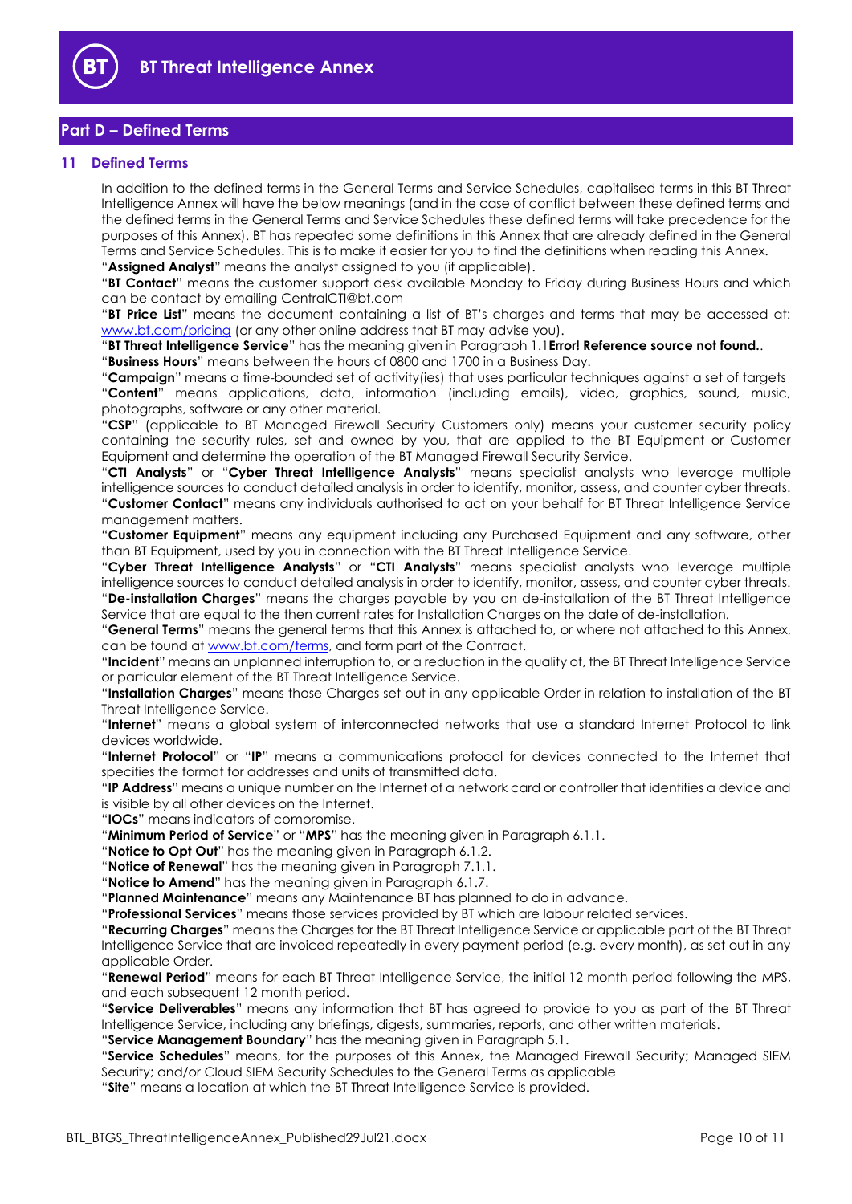## Part D – Defined Terms

### 11 Defined Terms

In addition to the defined terms in the General Terms and Service Schedules, capitalised terms in this BT Threat Intelligence Annex will have the below meanings (and in the case of conflict between these defined terms and the defined terms in the General Terms and Service Schedules these defined terms will take precedence for the purposes of this Annex). BT has repeated some definitions in this Annex that are already defined in the General Terms and Service Schedules. This is to make it easier for you to find the definitions when reading this Annex.

"**Assigned Analyst**" means the analyst assigned to you (if applicable).

"**BT Contact**" means the customer support desk available Monday to Friday during Business Hours and which can be contact by emailing CentralCTI@bt.com

"**BT Price List**" means the document containing a list of BT's charges and terms that may be accessed at: www.bt.com/pricing (or any other online address that BT may advise you).

"**BT Threat Intelligence Service**" has the meaning given in Paragraph 1.1**Error! Reference source not found.**.

"**Business Hours**" means between the hours of 0800 and 1700 in a Business Day.

"**Campaign**" means a time-bounded set of activity(ies) that uses particular techniques against a set of targets

"**Content**" means applications, data, information (including emails), video, graphics, sound, music, photographs, software or any other material.

"**CSP**" (applicable to BT Managed Firewall Security Customers only) means your customer security policy containing the security rules, set and owned by you, that are applied to the BT Equipment or Customer Equipment and determine the operation of the BT Managed Firewall Security Service.

"**CTI Analysts**" or "**Cyber Threat Intelligence Analysts**" means specialist analysts who leverage multiple intelligence sources to conduct detailed analysis in order to identify, monitor, assess, and counter cyber threats.

"**Customer Contact**" means any individuals authorised to act on your behalf for BT Threat Intelligence Service management matters.

"**Customer Equipment**" means any equipment including any Purchased Equipment and any software, other than BT Equipment, used by you in connection with the BT Threat Intelligence Service.

"**Cyber Threat Intelligence Analysts**" or "**CTI Analysts**" means specialist analysts who leverage multiple intelligence sources to conduct detailed analysis in order to identify, monitor, assess, and counter cyber threats.

"**De-installation Charges**" means the charges payable by you on de-installation of the BT Threat Intelligence Service that are equal to the then current rates for Installation Charges on the date of de-installation.

"**General Terms**" means the general terms that this Annex is attached to, or where not attached to this Annex, can be found at www.bt.com/terms, and form part of the Contract.

"**Incident**" means an unplanned interruption to, or a reduction in the quality of, the BT Threat Intelligence Service or particular element of the BT Threat Intelligence Service.

"**Installation Charges**" means those Charges set out in any applicable Order in relation to installation of the BT Threat Intelligence Service.

"**Internet**" means a global system of interconnected networks that use a standard Internet Protocol to link devices worldwide.

"**Internet Protocol**" or "**IP**" means a communications protocol for devices connected to the Internet that specifies the format for addresses and units of transmitted data.

"**IP Address**" means a unique number on the Internet of a network card or controller that identifies a device and is visible by all other devices on the Internet.

"**IOCs**" means indicators of compromise.

"**Minimum Period of Service**" or "**MPS**" has the meaning given in Paragraph 6.1.1.

"**Notice to Opt Out**" has the meaning given in Paragraph 6.1.2.

"**Notice of Renewal**" has the meaning given in Paragraph 7.1.1.

"**Notice to Amend**" has the meaning given in Paragraph 6.1.7.

"**Planned Maintenance**" means any Maintenance BT has planned to do in advance.

"**Professional Services**" means those services provided by BT which are labour related services.

"**Recurring Charges**" means the Charges for the BT Threat Intelligence Service or applicable part of the BT Threat Intelligence Service that are invoiced repeatedly in every payment period (e.g. every month), as set out in any applicable Order.

"**Renewal Period**" means for each BT Threat Intelligence Service, the initial 12 month period following the MPS, and each subsequent 12 month period.

"**Service Deliverables**" means any information that BT has agreed to provide to you as part of the BT Threat Intelligence Service, including any briefings, digests, summaries, reports, and other written materials.

"**Service Management Boundary**" has the meaning given in Paragraph 5.1.

"**Service Schedules**" means, for the purposes of this Annex, the Managed Firewall Security; Managed SIEM Security; and/or Cloud SIEM Security Schedules to the General Terms as applicable

"**Site**" means a location at which the BT Threat Intelligence Service is provided.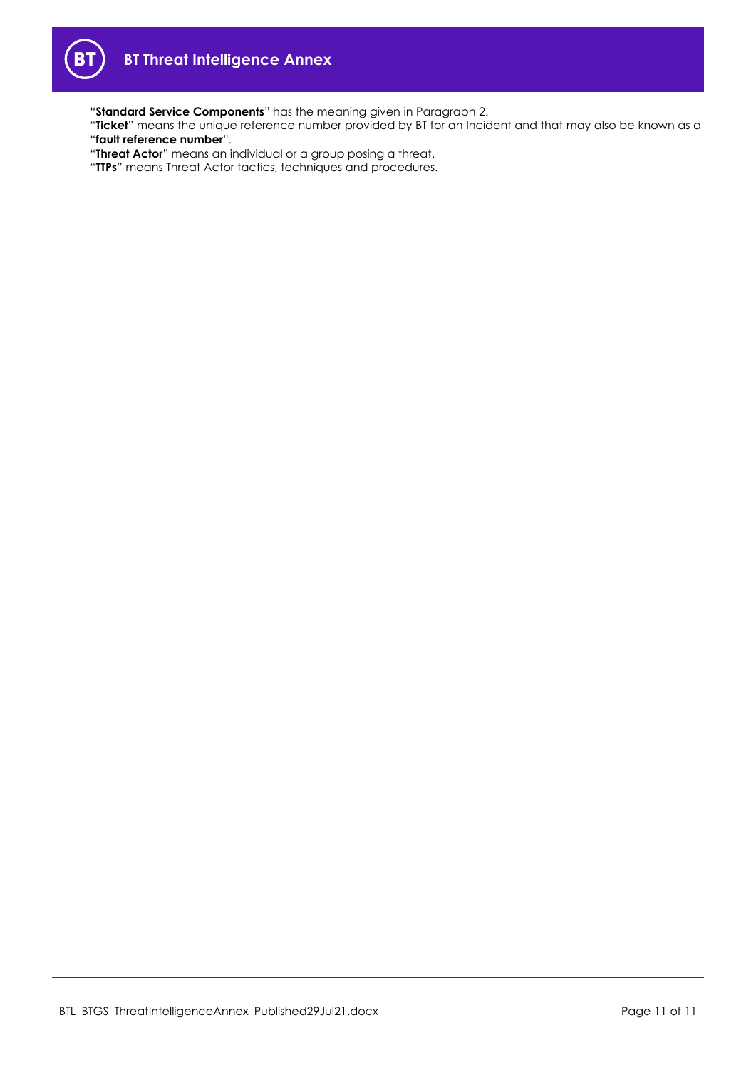"**Standard Service Components**" has the meaning given in Paragraph 2.

"**Ticket**" means the unique reference number provided by BT for an Incident and that may also be known as a "**fault reference number**".

"**Threat Actor**" means an individual or a group posing a threat.

"**TTPs**" means Threat Actor tactics, techniques and procedures.